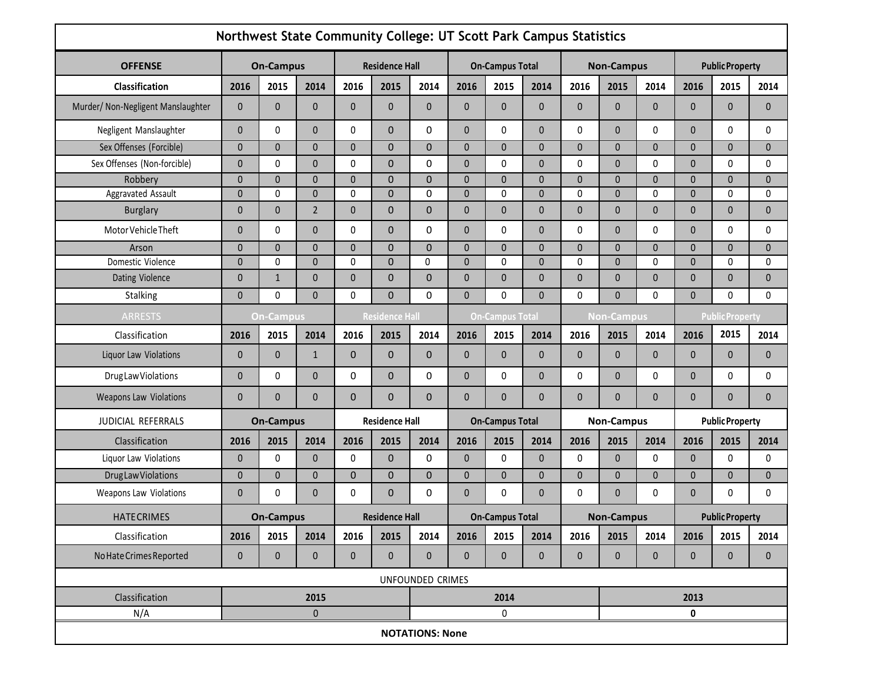# Northwest State Community College: UT Scott Park Campus Statistics

| OFFENSE | On-Campus | | | Residence Hall | | | On-Campus Total | | | Non-Campus | | | Public Property | | |
|---|---|---|---|---|---|---|---|---|---|---|---|---|---|---|---|
| Classification | 2016 | 2015 | 2014 | 2016 | 2015 | 2014 | 2016 | 2015 | 2014 | 2016 | 2015 | 2014 | 2016 | 2015 | 2014 |
| Murder/ Non-Negligent Manslaughter | 0 | 0 | 0 | 0 | 0 | 0 | 0 | 0 | 0 | 0 | 0 | 0 | 0 | 0 | 0 |
| Negligent Manslaughter | 0 | 0 | 0 | 0 | 0 | 0 | 0 | 0 | 0 | 0 | 0 | 0 | 0 | 0 | 0 |
| Sex Offenses (Forcible) | 0 | 0 | 0 | 0 | 0 | 0 | 0 | 0 | 0 | 0 | 0 | 0 | 0 | 0 | 0 |
| Sex Offenses (Non-forcible) | 0 | 0 | 0 | 0 | 0 | 0 | 0 | 0 | 0 | 0 | 0 | 0 | 0 | 0 | 0 |
| Robbery | 0 | 0 | 0 | 0 | 0 | 0 | 0 | 0 | 0 | 0 | 0 | 0 | 0 | 0 | 0 |
| Aggravated Assault | 0 | 0 | 0 | 0 | 0 | 0 | 0 | 0 | 0 | 0 | 0 | 0 | 0 | 0 | 0 |
| Burglary | 0 | 0 | 2 | 0 | 0 | 0 | 0 | 0 | 0 | 0 | 0 | 0 | 0 | 0 | 0 |
| Motor Vehicle Theft | 0 | 0 | 0 | 0 | 0 | 0 | 0 | 0 | 0 | 0 | 0 | 0 | 0 | 0 | 0 |
| Arson | 0 | 0 | 0 | 0 | 0 | 0 | 0 | 0 | 0 | 0 | 0 | 0 | 0 | 0 | 0 |
| Domestic Violence | 0 | 0 | 0 | 0 | 0 | 0 | 0 | 0 | 0 | 0 | 0 | 0 | 0 | 0 | 0 |
| Dating Violence | 0 | 1 | 0 | 0 | 0 | 0 | 0 | 0 | 0 | 0 | 0 | 0 | 0 | 0 | 0 |
| Stalking | 0 | 0 | 0 | 0 | 0 | 0 | 0 | 0 | 0 | 0 | 0 | 0 | 0 | 0 | 0 |
| ARRESTS | On-Campus | | | Residence Hall | | | On-Campus Total | | | Non-Campus | | | Public Property | | |
| Classification | 2016 | 2015 | 2014 | 2016 | 2015 | 2014 | 2016 | 2015 | 2014 | 2016 | 2015 | 2014 | 2016 | 2015 | 2014 |
| Liquor Law Violations | 0 | 0 | 1 | 0 | 0 | 0 | 0 | 0 | 0 | 0 | 0 | 0 | 0 | 0 | 0 |
| Drug Law Violations | 0 | 0 | 0 | 0 | 0 | 0 | 0 | 0 | 0 | 0 | 0 | 0 | 0 | 0 | 0 |
| Weapons Law Violations | 0 | 0 | 0 | 0 | 0 | 0 | 0 | 0 | 0 | 0 | 0 | 0 | 0 | 0 | 0 |
| JUDICIAL REFERRALS | On-Campus | | | Residence Hall | | | On-Campus Total | | | Non-Campus | | | Public Property | | |
| Classification | 2016 | 2015 | 2014 | 2016 | 2015 | 2014 | 2016 | 2015 | 2014 | 2016 | 2015 | 2014 | 2016 | 2015 | 2014 |
| Liquor Law Violations | 0 | 0 | 0 | 0 | 0 | 0 | 0 | 0 | 0 | 0 | 0 | 0 | 0 | 0 | 0 |
| Drug Law Violations | 0 | 0 | 0 | 0 | 0 | 0 | 0 | 0 | 0 | 0 | 0 | 0 | 0 | 0 | 0 |
| Weapons Law Violations | 0 | 0 | 0 | 0 | 0 | 0 | 0 | 0 | 0 | 0 | 0 | 0 | 0 | 0 | 0 |
| HATE CRIMES | On-Campus | | | Residence Hall | | | On-Campus Total | | | Non-Campus | | | Public Property | | |
| Classification | 2016 | 2015 | 2014 | 2016 | 2015 | 2014 | 2016 | 2015 | 2014 | 2016 | 2015 | 2014 | 2016 | 2015 | 2014 |
| No Hate Crimes Reported | 0 | 0 | 0 | 0 | 0 | 0 | 0 | 0 | 0 | 0 | 0 | 0 | 0 | 0 | 0 |

UNFOUNDED CRIMES

| Classification | 2015 | 2014 | 2013 |
|---|---|---|---|
| N/A | 0 | 0 | 0 |

**NOTATIONS: None**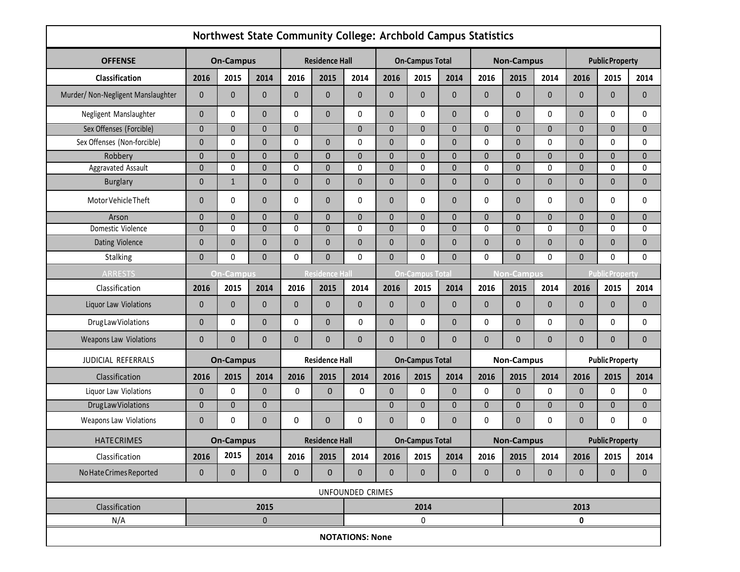# Northwest State Community College: Archbold Campus Statistics

| OFFENSE | On-Campus | | | Residence Hall | | | On-Campus Total | | | Non-Campus | | | Public Property | | |
|---|---|---|---|---|---|---|---|---|---|---|---|---|---|---|---|
| **Classification** | **2016** | **2015** | **2014** | **2016** | **2015** | **2014** | **2016** | **2015** | **2014** | **2016** | **2015** | **2014** | **2016** | **2015** | **2014** |
| Murder/ Non-Negligent Manslaughter | 0 | 0 | 0 | 0 | 0 | 0 | 0 | 0 | 0 | 0 | 0 | 0 | 0 | 0 | 0 |
| Negligent Manslaughter | 0 | 0 | 0 | 0 | 0 | 0 | 0 | 0 | 0 | 0 | 0 | 0 | 0 | 0 | 0 |
| Sex Offenses (Forcible) | 0 | 0 | 0 | 0 | | 0 | 0 | 0 | 0 | 0 | 0 | 0 | 0 | 0 | 0 |
| Sex Offenses (Non-forcible) | 0 | 0 | 0 | 0 | 0 | 0 | 0 | 0 | 0 | 0 | 0 | 0 | 0 | 0 | 0 |
| Robbery | 0 | 0 | 0 | 0 | 0 | 0 | 0 | 0 | 0 | 0 | 0 | 0 | 0 | 0 | 0 |
| Aggravated Assault | 0 | 0 | 0 | O | 0 | 0 | 0 | 0 | 0 | 0 | 0 | 0 | 0 | 0 | 0 |
| Burglary | 0 | 1 | 0 | 0 | 0 | 0 | 0 | 0 | 0 | 0 | 0 | 0 | 0 | 0 | 0 |
| Motor Vehicle Theft | 0 | 0 | 0 | 0 | 0 | 0 | 0 | 0 | 0 | 0 | 0 | 0 | 0 | 0 | 0 |
| Arson | 0 | 0 | 0 | 0 | 0 | 0 | 0 | 0 | 0 | 0 | 0 | 0 | 0 | 0 | 0 |
| Domestic Violence | 0 | 0 | 0 | 0 | 0 | 0 | 0 | 0 | 0 | 0 | 0 | 0 | 0 | 0 | 0 |
| Dating Violence | 0 | 0 | 0 | 0 | 0 | 0 | 0 | 0 | 0 | 0 | 0 | 0 | 0 | 0 | 0 |
| Stalking | 0 | 0 | 0 | 0 | 0 | 0 | 0 | 0 | 0 | 0 | 0 | 0 | 0 | 0 | 0 |
| ARRESTS | On-Campus | | | Residence Hall | | | On-Campus Total | | | Non-Campus | | | Public Property | | |
| Classification | **2016** | **2015** | **2014** | **2016** | **2015** | **2014** | **2016** | **2015** | **2014** | **2016** | **2015** | **2014** | **2016** | **2015** | **2014** |
| Liquor Law Violations | 0 | 0 | 0 | 0 | 0 | 0 | 0 | 0 | 0 | 0 | 0 | 0 | 0 | 0 | 0 |
| Drug Law Violations | 0 | 0 | 0 | 0 | 0 | 0 | 0 | 0 | 0 | 0 | 0 | 0 | 0 | 0 | 0 |
| Weapons Law Violations | 0 | 0 | 0 | 0 | 0 | 0 | 0 | 0 | 0 | 0 | 0 | 0 | 0 | 0 | 0 |
| JUDICIAL REFERRALS | On-Campus | | | Residence Hall | | | On-Campus Total | | | Non-Campus | | | Public Property | | |
| Classification | **2016** | **2015** | **2014** | **2016** | **2015** | **2014** | **2016** | **2015** | **2014** | **2016** | **2015** | **2014** | **2016** | **2015** | **2014** |
| Liquor Law Violations | 0 | 0 | 0 | 0 | 0 | 0 | 0 | 0 | 0 | 0 | 0 | 0 | 0 | 0 | 0 |
| Drug Law Violations | 0 | 0 | 0 | | | | 0 | 0 | 0 | 0 | 0 | 0 | 0 | 0 | 0 |
| Weapons Law Violations | 0 | 0 | 0 | 0 | 0 | 0 | 0 | 0 | 0 | 0 | 0 | 0 | 0 | 0 | 0 |
| HATE CRIMES | On-Campus | | | Residence Hall | | | On-Campus Total | | | Non-Campus | | | Public Property | | |
| Classification | **2016** | **2015** | **2014** | **2016** | **2015** | **2014** | **2016** | **2015** | **2014** | **2016** | **2015** | **2014** | **2016** | **2015** | **2014** |
| No Hate Crimes Reported | 0 | 0 | 0 | 0 | 0 | 0 | 0 | 0 | 0 | 0 | 0 | 0 | 0 | 0 | 0 |

UNFOUNDED CRIMES

| Classification | 2015 | 2014 | 2013 |
|---|---|---|---|
| N/A | 0 | 0 | **0** |

**NOTATIONS: None**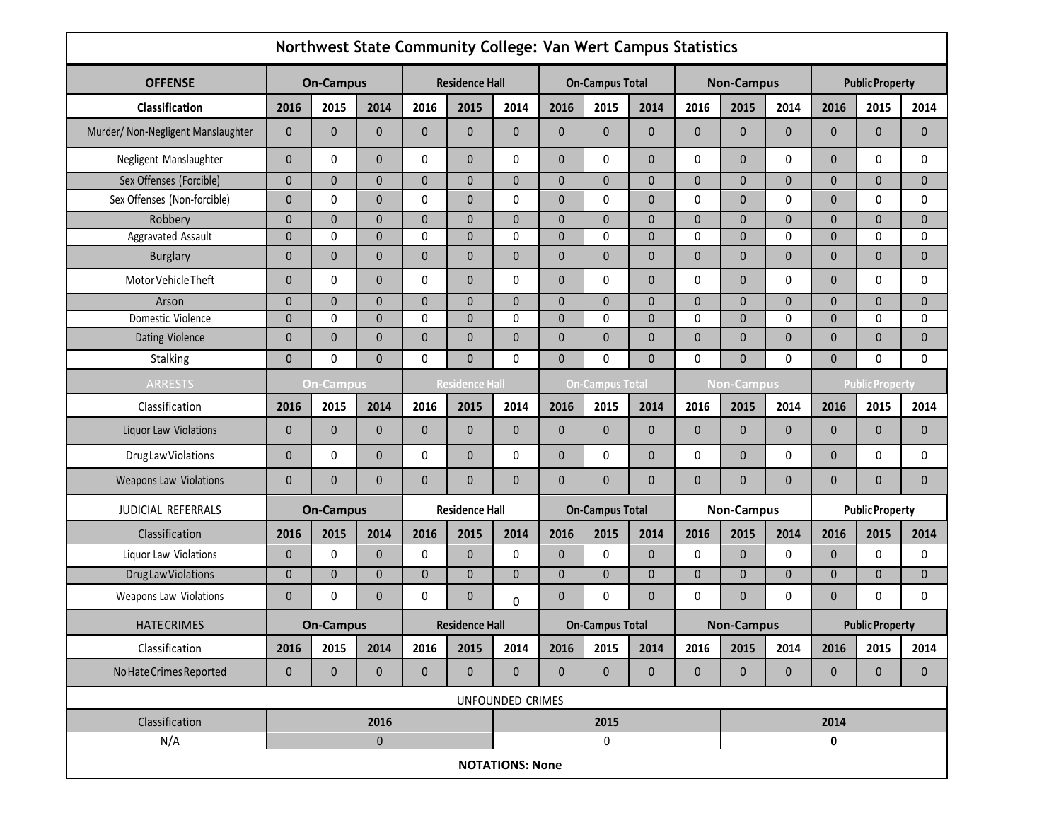# Northwest State Community College: Van Wert Campus Statistics

| OFFENSE | On-Campus | | | Residence Hall | | | On-Campus Total | | | Non-Campus | | | Public Property | | |
|---|---|---|---|---|---|---|---|---|---|---|---|---|---|---|---|
| Classification | 2016 | 2015 | 2014 | 2016 | 2015 | 2014 | 2016 | 2015 | 2014 | 2016 | 2015 | 2014 | 2016 | 2015 | 2014 |
| Murder/ Non-Negligent Manslaughter | 0 | 0 | 0 | 0 | 0 | 0 | 0 | 0 | 0 | 0 | 0 | 0 | 0 | 0 | 0 |
| Negligent Manslaughter | 0 | 0 | 0 | 0 | 0 | 0 | 0 | 0 | 0 | 0 | 0 | 0 | 0 | 0 | 0 |
| Sex Offenses (Forcible) | 0 | 0 | 0 | 0 | 0 | 0 | 0 | 0 | 0 | 0 | 0 | 0 | 0 | 0 | 0 |
| Sex Offenses (Non-forcible) | 0 | 0 | 0 | 0 | 0 | 0 | 0 | 0 | 0 | 0 | 0 | 0 | 0 | 0 | 0 |
| Robbery | 0 | 0 | 0 | 0 | 0 | 0 | 0 | 0 | 0 | 0 | 0 | 0 | 0 | 0 | 0 |
| Aggravated Assault | 0 | 0 | 0 | 0 | 0 | 0 | 0 | 0 | 0 | 0 | 0 | 0 | 0 | 0 | 0 |
| Burglary | 0 | 0 | 0 | 0 | 0 | 0 | 0 | 0 | 0 | 0 | 0 | 0 | 0 | 0 | 0 |
| Motor Vehicle Theft | 0 | 0 | 0 | 0 | 0 | 0 | 0 | 0 | 0 | 0 | 0 | 0 | 0 | 0 | 0 |
| Arson | 0 | 0 | 0 | 0 | 0 | 0 | 0 | 0 | 0 | 0 | 0 | 0 | 0 | 0 | 0 |
| Domestic Violence | 0 | 0 | 0 | 0 | 0 | 0 | 0 | 0 | 0 | 0 | 0 | 0 | 0 | 0 | 0 |
| Dating Violence | 0 | 0 | 0 | 0 | 0 | 0 | 0 | 0 | 0 | 0 | 0 | 0 | 0 | 0 | 0 |
| Stalking | 0 | 0 | 0 | 0 | 0 | 0 | 0 | 0 | 0 | 0 | 0 | 0 | 0 | 0 | 0 |
| ARRESTS | On-Campus | | | Residence Hall | | | On-Campus Total | | | Non-Campus | | | Public Property | | |
| Classification | 2016 | 2015 | 2014 | 2016 | 2015 | 2014 | 2016 | 2015 | 2014 | 2016 | 2015 | 2014 | 2016 | 2015 | 2014 |
| Liquor Law Violations | 0 | 0 | 0 | 0 | 0 | 0 | 0 | 0 | 0 | 0 | 0 | 0 | 0 | 0 | 0 |
| Drug Law Violations | 0 | 0 | 0 | 0 | 0 | 0 | 0 | 0 | 0 | 0 | 0 | 0 | 0 | 0 | 0 |
| Weapons Law Violations | 0 | 0 | 0 | 0 | 0 | 0 | 0 | 0 | 0 | 0 | 0 | 0 | 0 | 0 | 0 |
| JUDICIAL REFERRALS | On-Campus | | | Residence Hall | | | On-Campus Total | | | Non-Campus | | | Public Property | | |
| Classification | 2016 | 2015 | 2014 | 2016 | 2015 | 2014 | 2016 | 2015 | 2014 | 2016 | 2015 | 2014 | 2016 | 2015 | 2014 |
| Liquor Law Violations | 0 | 0 | 0 | 0 | 0 | 0 | 0 | 0 | 0 | 0 | 0 | 0 | 0 | 0 | 0 |
| Drug Law Violations | 0 | 0 | 0 | 0 | 0 | 0 | 0 | 0 | 0 | 0 | 0 | 0 | 0 | 0 | 0 |
| Weapons Law Violations | 0 | 0 | 0 | 0 | 0 | 0 | 0 | 0 | 0 | 0 | 0 | 0 | 0 | 0 | 0 |
| HATE CRIMES | On-Campus | | | Residence Hall | | | On-Campus Total | | | Non-Campus | | | Public Property | | |
| Classification | 2016 | 2015 | 2014 | 2016 | 2015 | 2014 | 2016 | 2015 | 2014 | 2016 | 2015 | 2014 | 2016 | 2015 | 2014 |
| No Hate Crimes Reported | 0 | 0 | 0 | 0 | 0 | 0 | 0 | 0 | 0 | 0 | 0 | 0 | 0 | 0 | 0 |

UNFOUNDED CRIMES

| Classification | 2016 | 2015 | 2014 |
|---|---|---|---|
| N/A | 0 | 0 | **0** |

**NOTATIONS: None**